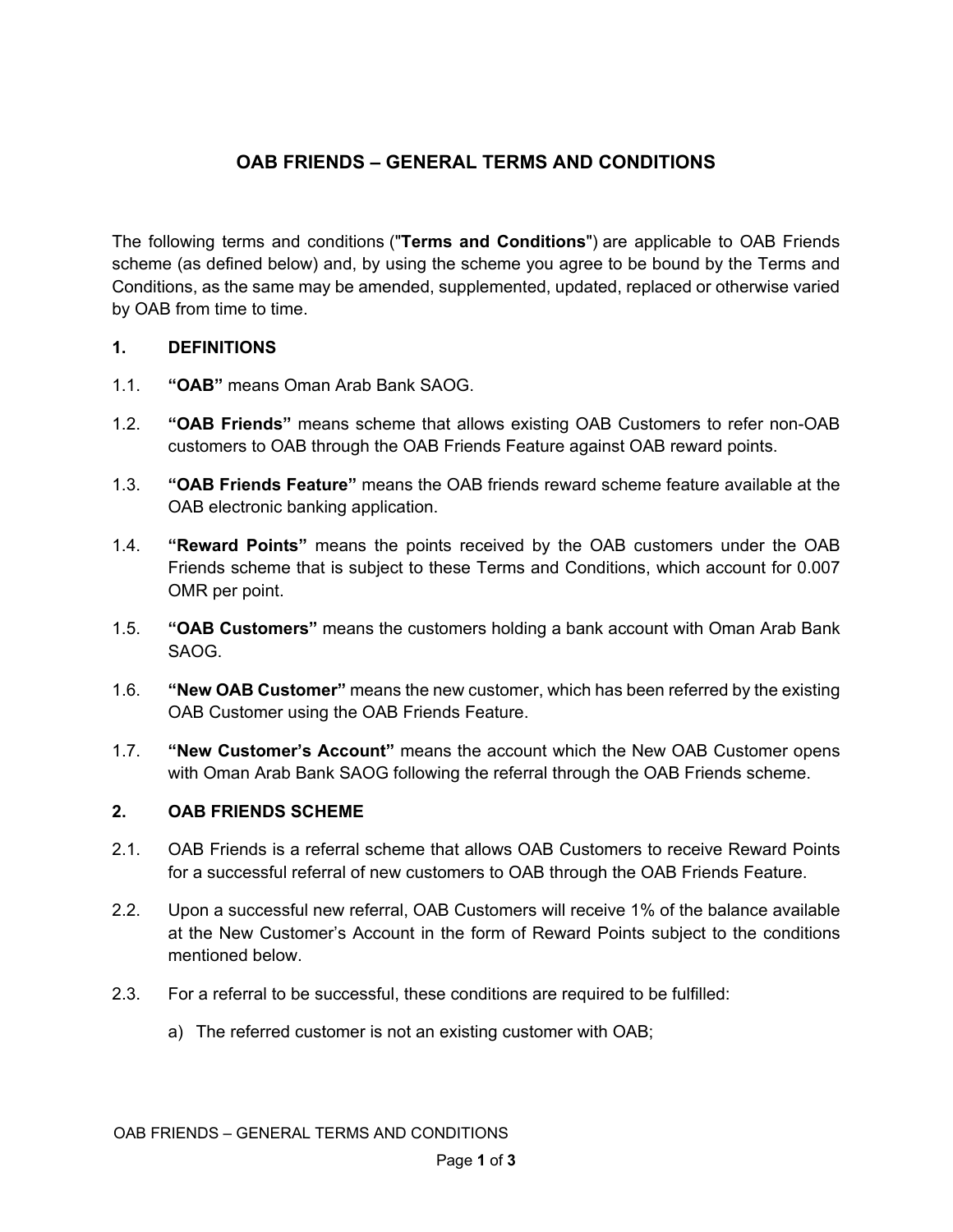# OAB FRIENDS – GENERAL TERMS AND CONDITIONS

The following terms and conditions ("**Terms and Conditions**") are applicable to OAB Friends scheme (as defined below) and, by using the scheme you agree to be bound by the Terms and Conditions, as the same may be amended, supplemented, updated, replaced or otherwise varied by OAB from time to time.

## 1. DEFINITIONS

1.1. **"OAB"** means Oman Arab Bank SAOG.

1.2. **"OAB Friends"** means scheme that allows existing OAB Customers to refer non-OAB customers to OAB through the OAB Friends Feature against OAB reward points.

1.3. **"OAB Friends Feature"** means the OAB friends reward scheme feature available at the OAB electronic banking application.

1.4. **"Reward Points"** means the points received by the OAB customers under the OAB Friends scheme that is subject to these Terms and Conditions, which account for 0.007 OMR per point.

1.5. **"OAB Customers"** means the customers holding a bank account with Oman Arab Bank SAOG.

1.6. **"New OAB Customer"** means the new customer, which has been referred by the existing OAB Customer using the OAB Friends Feature.

1.7. **"New Customer's Account"** means the account which the New OAB Customer opens with Oman Arab Bank SAOG following the referral through the OAB Friends scheme.

## 2. OAB FRIENDS SCHEME

2.1. OAB Friends is a referral scheme that allows OAB Customers to receive Reward Points for a successful referral of new customers to OAB through the OAB Friends Feature.

2.2. Upon a successful new referral, OAB Customers will receive 1% of the balance available at the New Customer's Account in the form of Reward Points subject to the conditions mentioned below.

2.3. For a referral to be successful, these conditions are required to be fulfilled:

a) The referred customer is not an existing customer with OAB;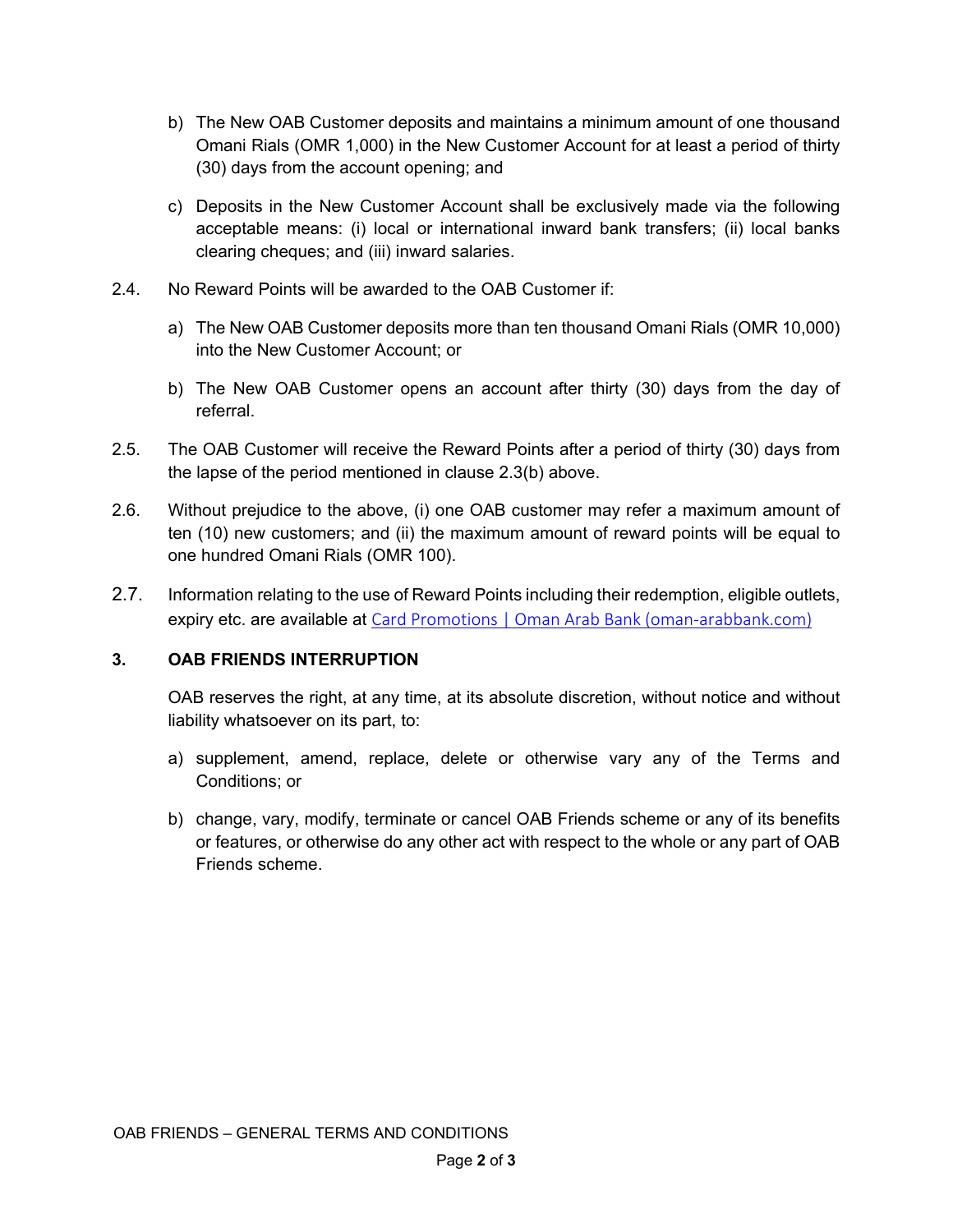b) The New OAB Customer deposits and maintains a minimum amount of one thousand Omani Rials (OMR 1,000) in the New Customer Account for at least a period of thirty (30) days from the account opening; and

c) Deposits in the New Customer Account shall be exclusively made via the following acceptable means: (i) local or international inward bank transfers; (ii) local banks clearing cheques; and (iii) inward salaries.

2.4. No Reward Points will be awarded to the OAB Customer if:

a) The New OAB Customer deposits more than ten thousand Omani Rials (OMR 10,000) into the New Customer Account; or

b) The New OAB Customer opens an account after thirty (30) days from the day of referral.

2.5. The OAB Customer will receive the Reward Points after a period of thirty (30) days from the lapse of the period mentioned in clause 2.3(b) above.

2.6. Without prejudice to the above, (i) one OAB customer may refer a maximum amount of ten (10) new customers; and (ii) the maximum amount of reward points will be equal to one hundred Omani Rials (OMR 100).

2.7. Information relating to the use of Reward Points including their redemption, eligible outlets, expiry etc. are available at [Card Promotions | Oman Arab Bank (oman-arabbank.com)](oman-arabbank.com)

### 3. OAB FRIENDS INTERRUPTION

OAB reserves the right, at any time, at its absolute discretion, without notice and without liability whatsoever on its part, to:

a) supplement, amend, replace, delete or otherwise vary any of the Terms and Conditions; or

b) change, vary, modify, terminate or cancel OAB Friends scheme or any of its benefits or features, or otherwise do any other act with respect to the whole or any part of OAB Friends scheme.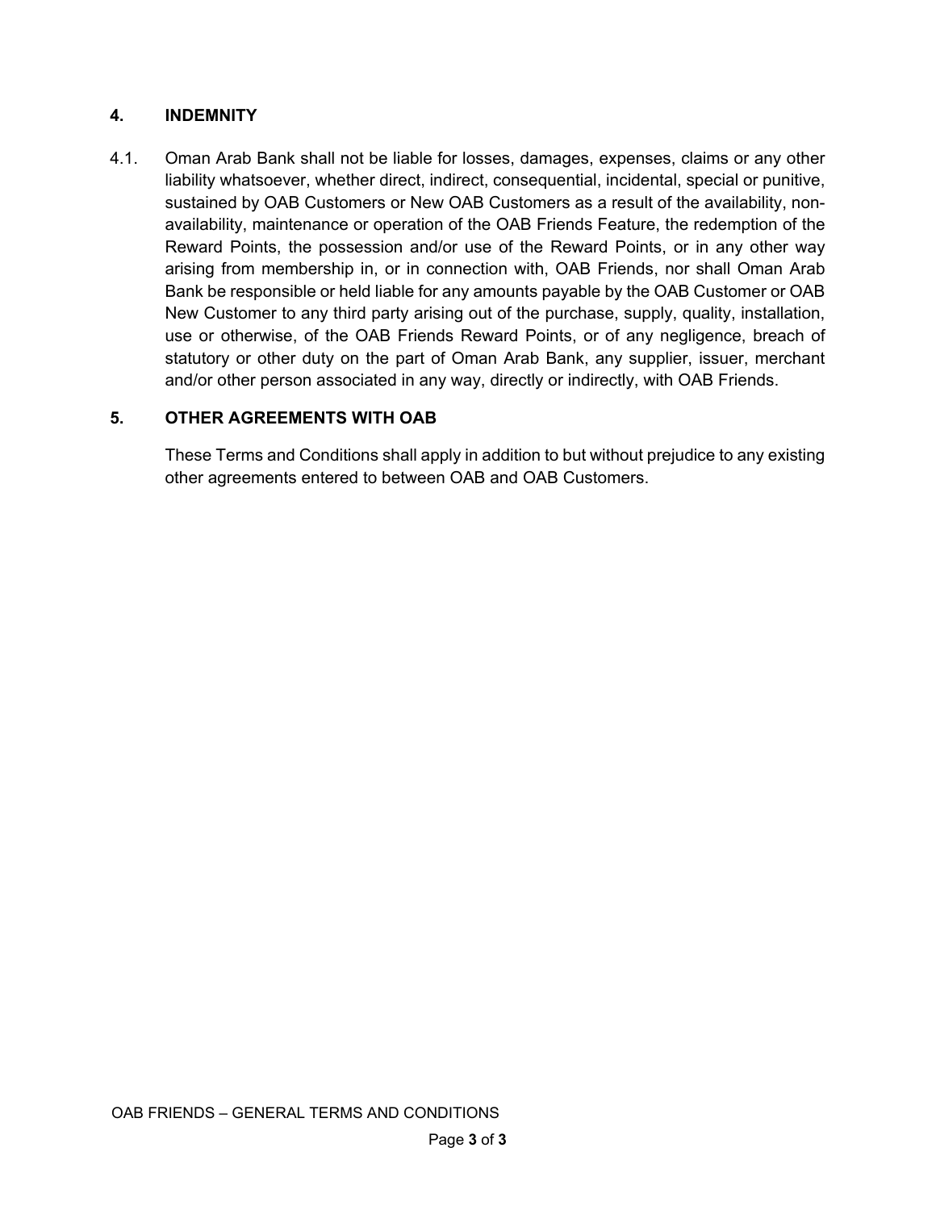## 4. INDEMNITY

4.1. Oman Arab Bank shall not be liable for losses, damages, expenses, claims or any other liability whatsoever, whether direct, indirect, consequential, incidental, special or punitive, sustained by OAB Customers or New OAB Customers as a result of the availability, non-availability, maintenance or operation of the OAB Friends Feature, the redemption of the Reward Points, the possession and/or use of the Reward Points, or in any other way arising from membership in, or in connection with, OAB Friends, nor shall Oman Arab Bank be responsible or held liable for any amounts payable by the OAB Customer or OAB New Customer to any third party arising out of the purchase, supply, quality, installation, use or otherwise, of the OAB Friends Reward Points, or of any negligence, breach of statutory or other duty on the part of Oman Arab Bank, any supplier, issuer, merchant and/or other person associated in any way, directly or indirectly, with OAB Friends.

## 5. OTHER AGREEMENTS WITH OAB

These Terms and Conditions shall apply in addition to but without prejudice to any existing other agreements entered to between OAB and OAB Customers.